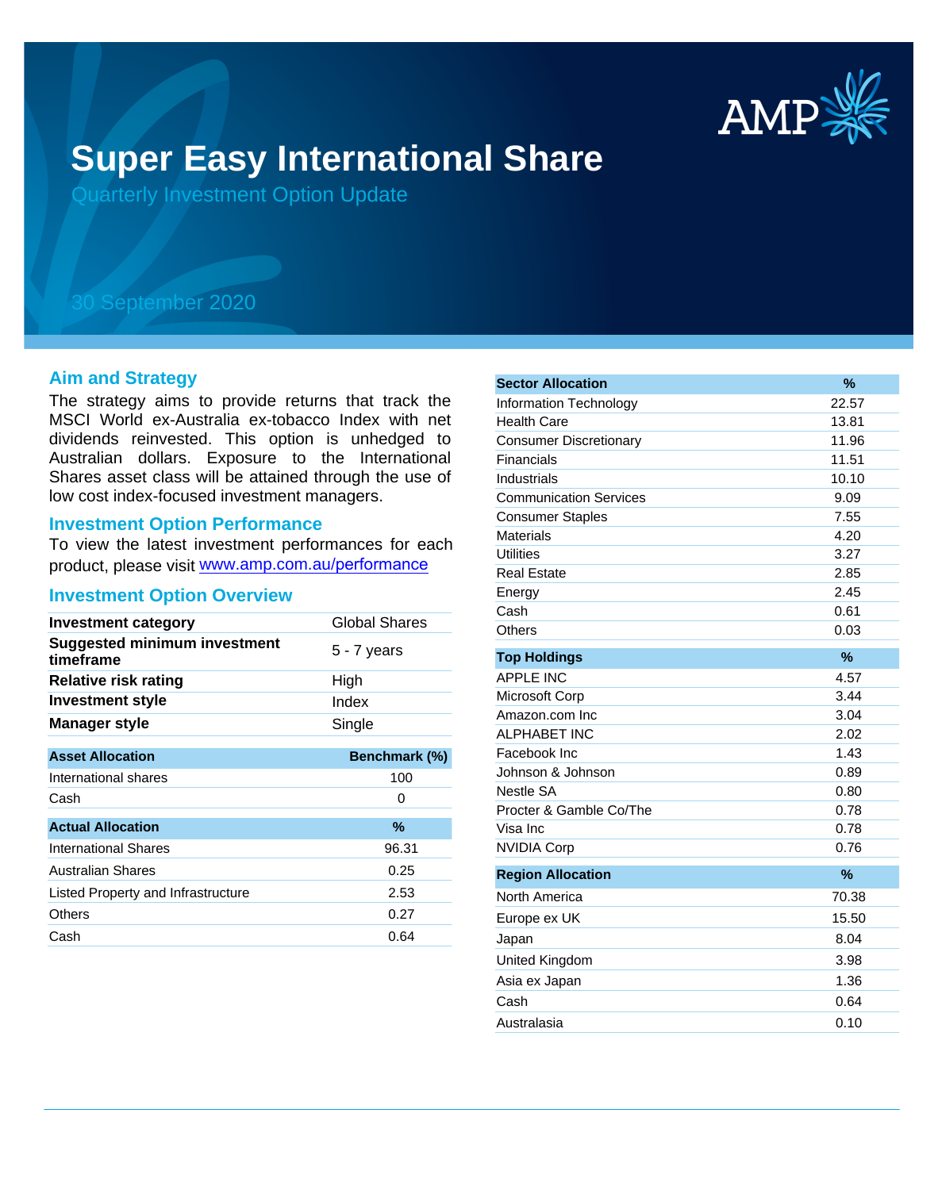# Super Easy International Share

Quarterly Investment Option Update

30 September 2020

## Aim and Strategy

The strategy aims to provide returns that track the MSCI World ex-Australia ex-tobacco Index with net dividends reinvested. This option is unhedged to Australian dollars. Exposure to the International Shares asset class will be attained through the use of low cost index-focused investment managers.

## Investment Option Performance

To view the latest investment performances for each product, please visit www.amp.com.au/performance

## Investment Option Overview

| | |
|---|---|
| **Investment category** | Global Shares |
| **Suggested minimum investment timeframe** | 5 - 7 years |
| **Relative risk rating** | High |
| **Investment style** | Index |
| **Manager style** | Single |

| Asset Allocation | Benchmark (%) |
|---|---|
| International shares | 100 |
| Cash | 0 |

| Actual Allocation | % |
|---|---|
| International Shares | 96.31 |
| Australian Shares | 0.25 |
| Listed Property and Infrastructure | 2.53 |
| Others | 0.27 |
| Cash | 0.64 |

| Sector Allocation | % |
|---|---|
| Information Technology | 22.57 |
| Health Care | 13.81 |
| Consumer Discretionary | 11.96 |
| Financials | 11.51 |
| Industrials | 10.10 |
| Communication Services | 9.09 |
| Consumer Staples | 7.55 |
| Materials | 4.20 |
| Utilities | 3.27 |
| Real Estate | 2.85 |
| Energy | 2.45 |
| Cash | 0.61 |
| Others | 0.03 |

| Top Holdings | % |
|---|---|
| APPLE INC | 4.57 |
| Microsoft Corp | 3.44 |
| Amazon.com Inc | 3.04 |
| ALPHABET INC | 2.02 |
| Facebook Inc | 1.43 |
| Johnson & Johnson | 0.89 |
| Nestle SA | 0.80 |
| Procter & Gamble Co/The | 0.78 |
| Visa Inc | 0.78 |
| NVIDIA Corp | 0.76 |

| Region Allocation | % |
|---|---|
| North America | 70.38 |
| Europe ex UK | 15.50 |
| Japan | 8.04 |
| United Kingdom | 3.98 |
| Asia ex Japan | 1.36 |
| Cash | 0.64 |
| Australasia | 0.10 |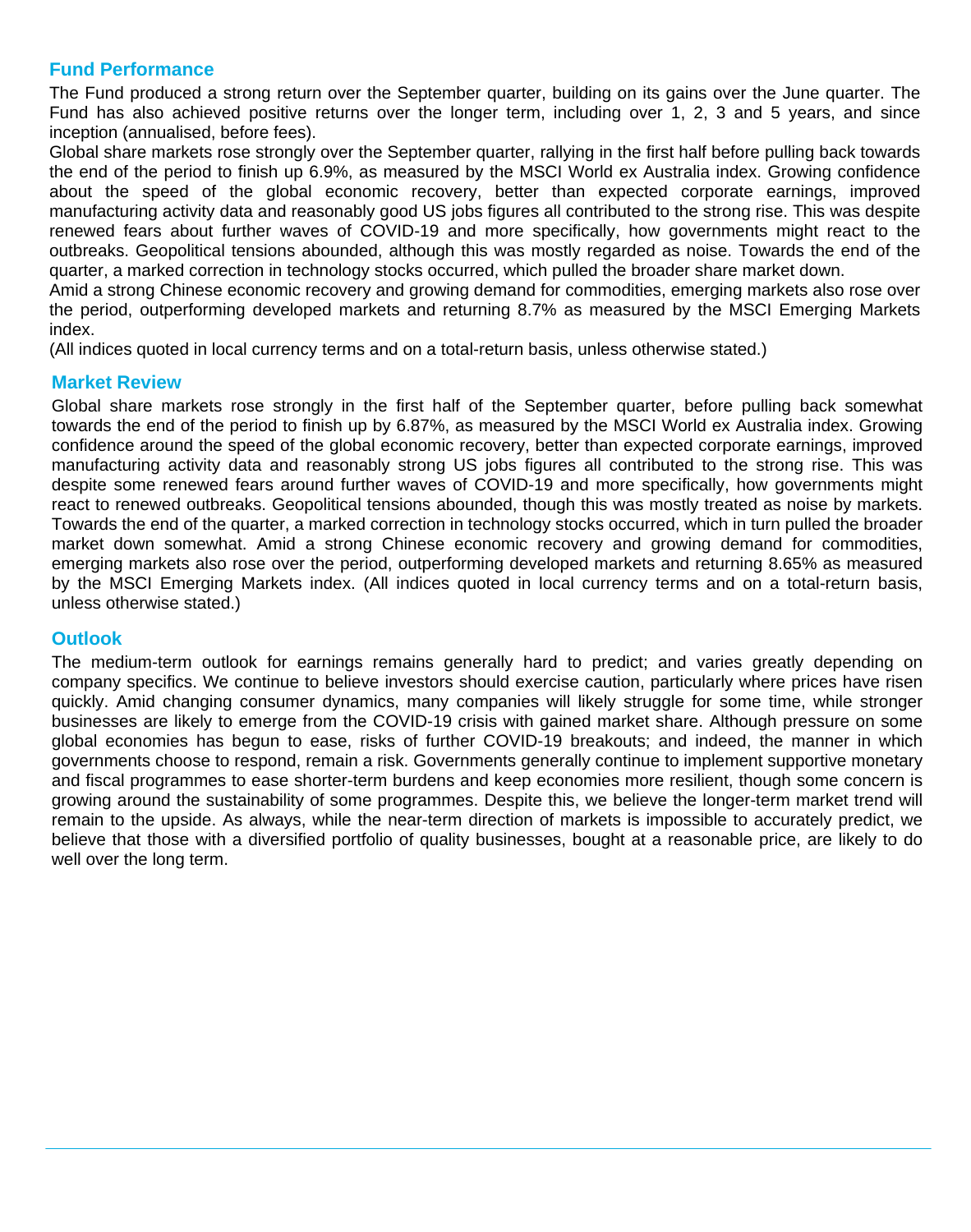## Fund Performance

The Fund produced a strong return over the September quarter, building on its gains over the June quarter. The Fund has also achieved positive returns over the longer term, including over 1, 2, 3 and 5 years, and since inception (annualised, before fees).

Global share markets rose strongly over the September quarter, rallying in the first half before pulling back towards the end of the period to finish up 6.9%, as measured by the MSCI World ex Australia index. Growing confidence about the speed of the global economic recovery, better than expected corporate earnings, improved manufacturing activity data and reasonably good US jobs figures all contributed to the strong rise. This was despite renewed fears about further waves of COVID-19 and more specifically, how governments might react to the outbreaks. Geopolitical tensions abounded, although this was mostly regarded as noise. Towards the end of the quarter, a marked correction in technology stocks occurred, which pulled the broader share market down.

Amid a strong Chinese economic recovery and growing demand for commodities, emerging markets also rose over the period, outperforming developed markets and returning 8.7% as measured by the MSCI Emerging Markets index.

(All indices quoted in local currency terms and on a total-return basis, unless otherwise stated.)

## Market Review

Global share markets rose strongly in the first half of the September quarter, before pulling back somewhat towards the end of the period to finish up by 6.87%, as measured by the MSCI World ex Australia index. Growing confidence around the speed of the global economic recovery, better than expected corporate earnings, improved manufacturing activity data and reasonably strong US jobs figures all contributed to the strong rise. This was despite some renewed fears around further waves of COVID-19 and more specifically, how governments might react to renewed outbreaks. Geopolitical tensions abounded, though this was mostly treated as noise by markets. Towards the end of the quarter, a marked correction in technology stocks occurred, which in turn pulled the broader market down somewhat. Amid a strong Chinese economic recovery and growing demand for commodities, emerging markets also rose over the period, outperforming developed markets and returning 8.65% as measured by the MSCI Emerging Markets index. (All indices quoted in local currency terms and on a total-return basis, unless otherwise stated.)

## Outlook

The medium-term outlook for earnings remains generally hard to predict; and varies greatly depending on company specifics. We continue to believe investors should exercise caution, particularly where prices have risen quickly. Amid changing consumer dynamics, many companies will likely struggle for some time, while stronger businesses are likely to emerge from the COVID-19 crisis with gained market share. Although pressure on some global economies has begun to ease, risks of further COVID-19 breakouts; and indeed, the manner in which governments choose to respond, remain a risk. Governments generally continue to implement supportive monetary and fiscal programmes to ease shorter-term burdens and keep economies more resilient, though some concern is growing around the sustainability of some programmes. Despite this, we believe the longer-term market trend will remain to the upside. As always, while the near-term direction of markets is impossible to accurately predict, we believe that those with a diversified portfolio of quality businesses, bought at a reasonable price, are likely to do well over the long term.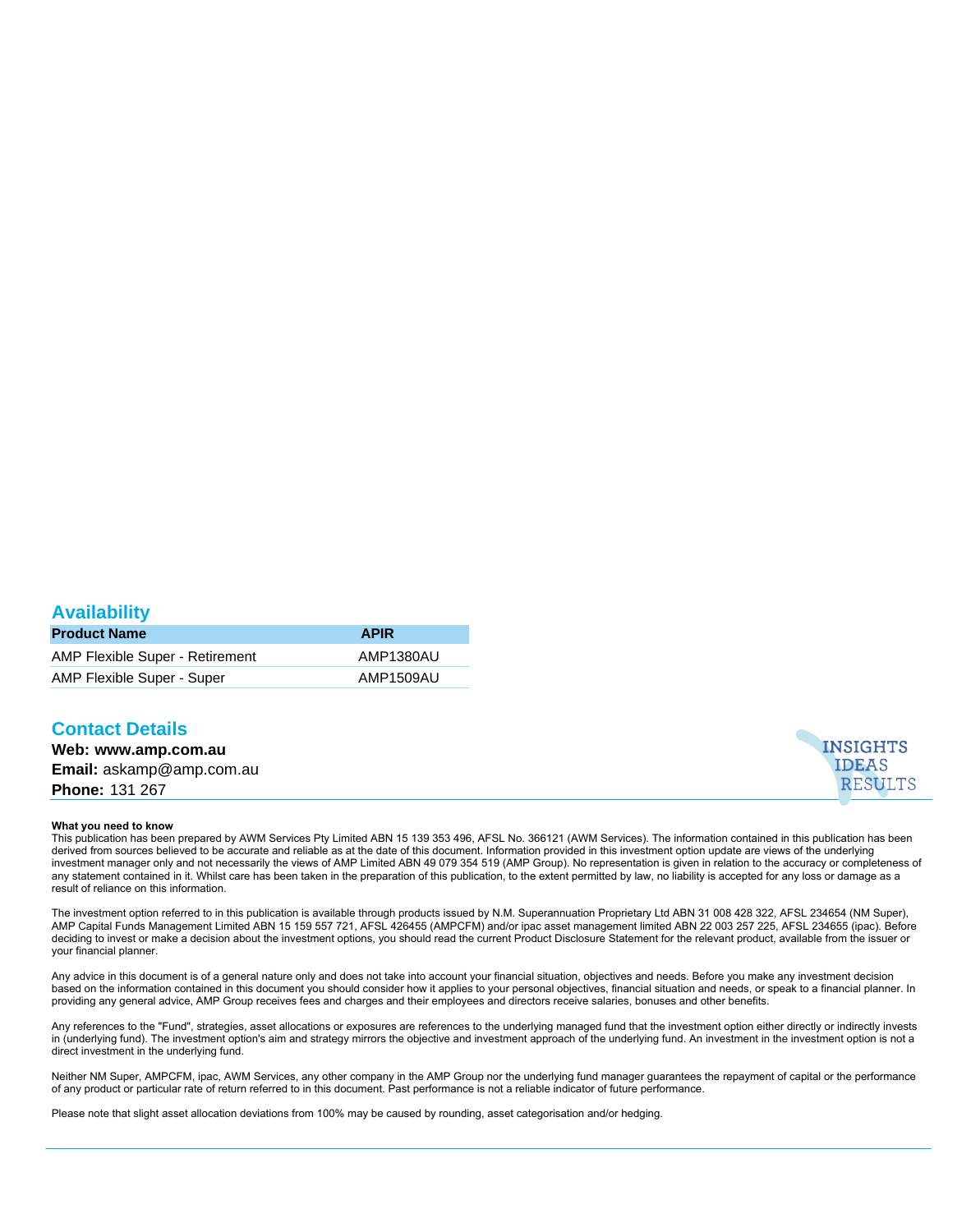## Availability

| Product Name | APIR |
| --- | --- |
| AMP Flexible Super - Retirement | AMP1380AU |
| AMP Flexible Super - Super | AMP1509AU |

## Contact Details

**Web: www.amp.com.au**
**Email:** askamp@amp.com.au
**Phone:** 131 267

INSIGHTS
IDEAS
RESULTS

**What you need to know**

This publication has been prepared by AWM Services Pty Limited ABN 15 139 353 496, AFSL No. 366121 (AWM Services). The information contained in this publication has been derived from sources believed to be accurate and reliable as at the date of this document. Information provided in this investment option update are views of the underlying investment manager only and not necessarily the views of AMP Limited ABN 49 079 354 519 (AMP Group). No representation is given in relation to the accuracy or completeness of any statement contained in it. Whilst care has been taken in the preparation of this publication, to the extent permitted by law, no liability is accepted for any loss or damage as a result of reliance on this information.

The investment option referred to in this publication is available through products issued by N.M. Superannuation Proprietary Ltd ABN 31 008 428 322, AFSL 234654 (NM Super), AMP Capital Funds Management Limited ABN 15 159 557 721, AFSL 426455 (AMPCFM) and/or ipac asset management limited ABN 22 003 257 225, AFSL 234655 (ipac). Before deciding to invest or make a decision about the investment options, you should read the current Product Disclosure Statement for the relevant product, available from the issuer or your financial planner.

Any advice in this document is of a general nature only and does not take into account your financial situation, objectives and needs. Before you make any investment decision based on the information contained in this document you should consider how it applies to your personal objectives, financial situation and needs, or speak to a financial planner. In providing any general advice, AMP Group receives fees and charges and their employees and directors receive salaries, bonuses and other benefits.

Any references to the "Fund", strategies, asset allocations or exposures are references to the underlying managed fund that the investment option either directly or indirectly invests in (underlying fund). The investment option's aim and strategy mirrors the objective and investment approach of the underlying fund. An investment in the investment option is not a direct investment in the underlying fund.

Neither NM Super, AMPCFM, ipac, AWM Services, any other company in the AMP Group nor the underlying fund manager guarantees the repayment of capital or the performance of any product or particular rate of return referred to in this document. Past performance is not a reliable indicator of future performance.

Please note that slight asset allocation deviations from 100% may be caused by rounding, asset categorisation and/or hedging.